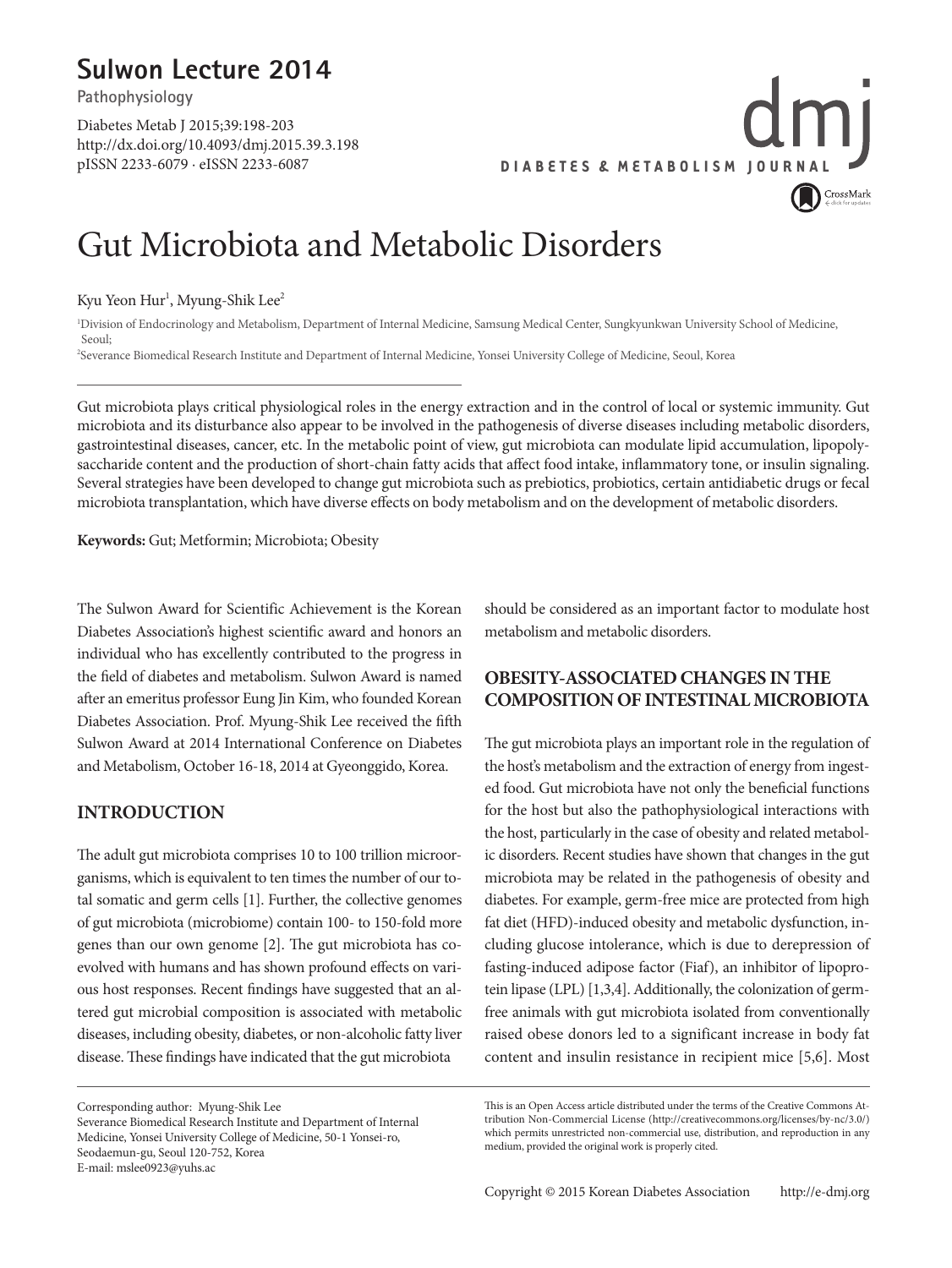Sulwon Lecture 2014

Pathophysiology

# Gut Microbiota and Metabolic Disorders

Kyu Yeon Hur[1], Myung-Shik Lee[2]

[1]Division of Endocrinology and Metabolism, Department of Internal Medicine, Samsung Medical Center, Sungkyunkwan University School of Medicine, Seoul;
[2]Severance Biomedical Research Institute and Department of Internal Medicine, Yonsei University College of Medicine, Seoul, Korea

Gut microbiota plays critical physiological roles in the energy extraction and in the control of local or systemic immunity. Gut microbiota and its disturbance also appear to be involved in the pathogenesis of diverse diseases including metabolic disorders, gastrointestinal diseases, cancer, etc. In the metabolic point of view, gut microbiota can modulate lipid accumulation, lipopolysaccharide content and the production of short-chain fatty acids that affect food intake, inflammatory tone, or insulin signaling. Several strategies have been developed to change gut microbiota such as prebiotics, probiotics, certain antidiabetic drugs or fecal microbiota transplantation, which have diverse effects on body metabolism and on the development of metabolic disorders.

**Keywords:** Gut; Metformin; Microbiota; Obesity

The Sulwon Award for Scientific Achievement is the Korean Diabetes Association's highest scientific award and honors an individual who has excellently contributed to the progress in the field of diabetes and metabolism. Sulwon Award is named after an emeritus professor Eung Jin Kim, who founded Korean Diabetes Association. Prof. Myung-Shik Lee received the fifth Sulwon Award at 2014 International Conference on Diabetes and Metabolism, October 16-18, 2014 at Gyeonggido, Korea.

## INTRODUCTION

The adult gut microbiota comprises 10 to 100 trillion microorganisms, which is equivalent to ten times the number of our total somatic and germ cells [1]. Further, the collective genomes of gut microbiota (microbiome) contain 100- to 150-fold more genes than our own genome [2]. The gut microbiota has coevolved with humans and has shown profound effects on various host responses. Recent findings have suggested that an altered gut microbial composition is associated with metabolic diseases, including obesity, diabetes, or non-alcoholic fatty liver disease. These findings have indicated that the gut microbiota should be considered as an important factor to modulate host metabolism and metabolic disorders.

## OBESITY-ASSOCIATED CHANGES IN THE COMPOSITION OF INTESTINAL MICROBIOTA

The gut microbiota plays an important role in the regulation of the host's metabolism and the extraction of energy from ingested food. Gut microbiota have not only the beneficial functions for the host but also the pathophysiological interactions with the host, particularly in the case of obesity and related metabolic disorders. Recent studies have shown that changes in the gut microbiota may be related in the pathogenesis of obesity and diabetes. For example, germ-free mice are protected from high fat diet (HFD)-induced obesity and metabolic dysfunction, including glucose intolerance, which is due to derepression of fasting-induced adipose factor (Fiaf), an inhibitor of lipoprotein lipase (LPL) [1,3,4]. Additionally, the colonization of germ-free animals with gut microbiota isolated from conventionally raised obese donors led to a significant increase in body fat content and insulin resistance in recipient mice [5,6]. Most

Corresponding author: Myung-Shik Lee
Severance Biomedical Research Institute and Department of Internal Medicine, Yonsei University College of Medicine, 50-1 Yonsei-ro, Seodaemun-gu, Seoul 120-752, Korea
E-mail: mslee0923@yuhs.ac

This is an Open Access article distributed under the terms of the Creative Commons Attribution Non-Commercial License (http://creativecommons.org/licenses/by-nc/3.0/) which permits unrestricted non-commercial use, distribution, and reproduction in any medium, provided the original work is properly cited.

Copyright © 2015 Korean Diabetes Association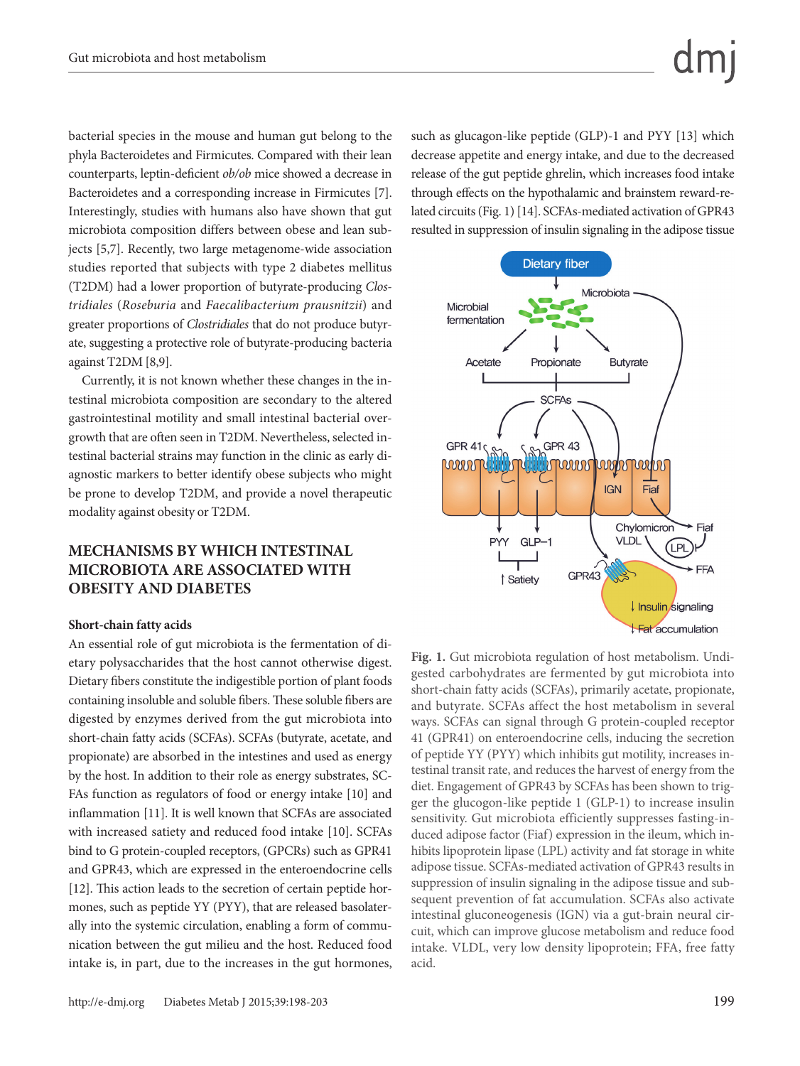bacterial species in the mouse and human gut belong to the phyla Bacteroidetes and Firmicutes. Compared with their lean counterparts, leptin-deficient *ob/ob* mice showed a decrease in Bacteroidetes and a corresponding increase in Firmicutes [7]. Interestingly, studies with humans also have shown that gut microbiota composition differs between obese and lean subjects [5,7]. Recently, two large metagenome-wide association studies reported that subjects with type 2 diabetes mellitus (T2DM) had a lower proportion of butyrate-producing *Clostridiales* (*Roseburia* and *Faecalibacterium prausnitzii*) and greater proportions of *Clostridiales* that do not produce butyrate, suggesting a protective role of butyrate-producing bacteria against T2DM [8,9].

Currently, it is not known whether these changes in the intestinal microbiota composition are secondary to the altered gastrointestinal motility and small intestinal bacterial overgrowth that are often seen in T2DM. Nevertheless, selected intestinal bacterial strains may function in the clinic as early diagnostic markers to better identify obese subjects who might be prone to develop T2DM, and provide a novel therapeutic modality against obesity or T2DM.

## MECHANISMS BY WHICH INTESTINAL MICROBIOTA ARE ASSOCIATED WITH OBESITY AND DIABETES

### Short-chain fatty acids

An essential role of gut microbiota is the fermentation of dietary polysaccharides that the host cannot otherwise digest. Dietary fibers constitute the indigestible portion of plant foods containing insoluble and soluble fibers. These soluble fibers are digested by enzymes derived from the gut microbiota into short-chain fatty acids (SCFAs). SCFAs (butyrate, acetate, and propionate) are absorbed in the intestines and used as energy by the host. In addition to their role as energy substrates, SCFAs function as regulators of food or energy intake [10] and inflammation [11]. It is well known that SCFAs are associated with increased satiety and reduced food intake [10]. SCFAs bind to G protein-coupled receptors, (GPCRs) such as GPR41 and GPR43, which are expressed in the enteroendocrine cells [12]. This action leads to the secretion of certain peptide hormones, such as peptide YY (PYY), that are released basolaterally into the systemic circulation, enabling a form of communication between the gut milieu and the host. Reduced food intake is, in part, due to the increases in the gut hormones, such as glucagon-like peptide (GLP)-1 and PYY [13] which decrease appetite and energy intake, and due to the decreased release of the gut peptide ghrelin, which increases food intake through effects on the hypothalamic and brainstem reward-related circuits (Fig. 1) [14]. SCFAs-mediated activation of GPR43 resulted in suppression of insulin signaling in the adipose tissue

**Fig. 1.** Gut microbiota regulation of host metabolism. Undigested carbohydrates are fermented by gut microbiota into short-chain fatty acids (SCFAs), primarily acetate, propionate, and butyrate. SCFAs affect the host metabolism in several ways. SCFAs can signal through G protein-coupled receptor 41 (GPR41) on enteroendocrine cells, inducing the secretion of peptide YY (PYY) which inhibits gut motility, increases intestinal transit rate, and reduces the harvest of energy from the diet. Engagement of GPR43 by SCFAs has been shown to trigger the glucagon-like peptide 1 (GLP-1) to increase insulin sensitivity. Gut microbiota efficiently suppresses fasting-induced adipose factor (Fiaf) expression in the ileum, which inhibits lipoprotein lipase (LPL) activity and fat storage in white adipose tissue. SCFAs-mediated activation of GPR43 results in suppression of insulin signaling in the adipose tissue and subsequent prevention of fat accumulation. SCFAs also activate intestinal gluconeogenesis (IGN) via a gut-brain neural circuit, which can improve glucose metabolism and reduce food intake. VLDL, very low density lipoprotein; FFA, free fatty acid.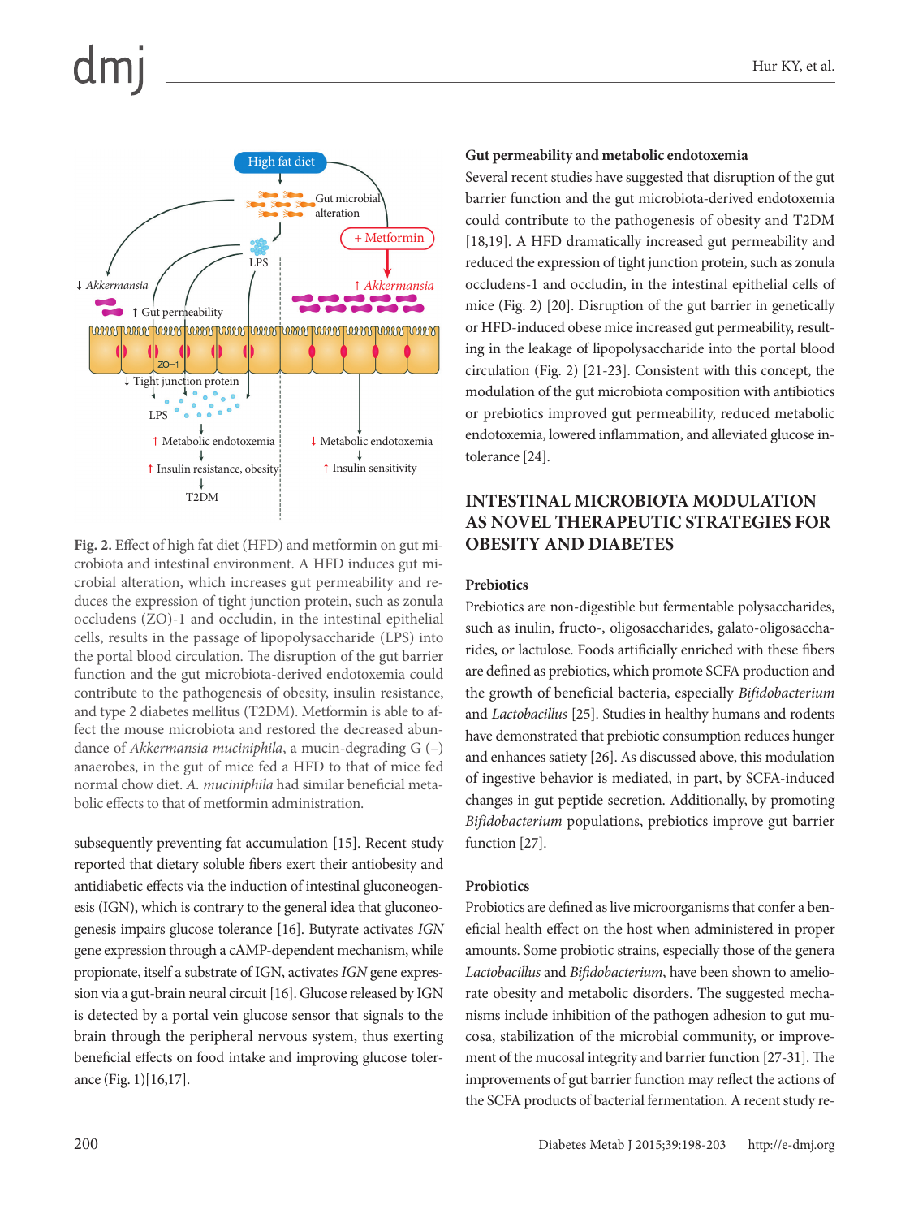**Fig. 2.** Effect of high fat diet (HFD) and metformin on gut microbiota and intestinal environment. A HFD induces gut microbial alteration, which increases gut permeability and reduces the expression of tight junction protein, such as zonula occludens (ZO)-1 and occludin, in the intestinal epithelial cells, results in the passage of lipopolysaccharide (LPS) into the portal blood circulation. The disruption of the gut barrier function and the gut microbiota-derived endotoxemia could contribute to the pathogenesis of obesity, insulin resistance, and type 2 diabetes mellitus (T2DM). Metformin is able to affect the mouse microbiota and restored the decreased abundance of *Akkermansia muciniphila*, a mucin-degrading G (–) anaerobes, in the gut of mice fed a HFD to that of mice fed normal chow diet. *A. muciniphila* had similar beneficial metabolic effects to that of metformin administration.

subsequently preventing fat accumulation [15]. Recent study reported that dietary soluble fibers exert their antiobesity and antidiabetic effects via the induction of intestinal gluconeogenesis (IGN), which is contrary to the general idea that gluconeogenesis impairs glucose tolerance [16]. Butyrate activates *IGN* gene expression through a cAMP-dependent mechanism, while propionate, itself a substrate of IGN, activates *IGN* gene expression via a gut-brain neural circuit [16]. Glucose released by IGN is detected by a portal vein glucose sensor that signals to the brain through the peripheral nervous system, thus exerting beneficial effects on food intake and improving glucose tolerance (Fig. 1)[16,17].

### Gut permeability and metabolic endotoxemia

Several recent studies have suggested that disruption of the gut barrier function and the gut microbiota-derived endotoxemia could contribute to the pathogenesis of obesity and T2DM [18,19]. A HFD dramatically increased gut permeability and reduced the expression of tight junction protein, such as zonula occludens-1 and occludin, in the intestinal epithelial cells of mice (Fig. 2) [20]. Disruption of the gut barrier in genetically or HFD-induced obese mice increased gut permeability, resulting in the leakage of lipopolysaccharide into the portal blood circulation (Fig. 2) [21-23]. Consistent with this concept, the modulation of the gut microbiota composition with antibiotics or prebiotics improved gut permeability, reduced metabolic endotoxemia, lowered inflammation, and alleviated glucose intolerance [24].

## INTESTINAL MICROBIOTA MODULATION AS NOVEL THERAPEUTIC STRATEGIES FOR OBESITY AND DIABETES

### Prebiotics

Prebiotics are non-digestible but fermentable polysaccharides, such as inulin, fructo-, oligosaccharides, galato-oligosaccharides, or lactulose. Foods artificially enriched with these fibers are defined as prebiotics, which promote SCFA production and the growth of beneficial bacteria, especially *Bifidobacterium* and *Lactobacillus* [25]. Studies in healthy humans and rodents have demonstrated that prebiotic consumption reduces hunger and enhances satiety [26]. As discussed above, this modulation of ingestive behavior is mediated, in part, by SCFA-induced changes in gut peptide secretion. Additionally, by promoting *Bifidobacterium* populations, prebiotics improve gut barrier function [27].

### Probiotics

Probiotics are defined as live microorganisms that confer a beneficial health effect on the host when administered in proper amounts. Some probiotic strains, especially those of the genera *Lactobacillus* and *Bifidobacterium*, have been shown to ameliorate obesity and metabolic disorders. The suggested mechanisms include inhibition of the pathogen adhesion to gut mucosa, stabilization of the microbial community, or improvement of the mucosal integrity and barrier function [27-31]. The improvements of gut barrier function may reflect the actions of the SCFA products of bacterial fermentation. A recent study re-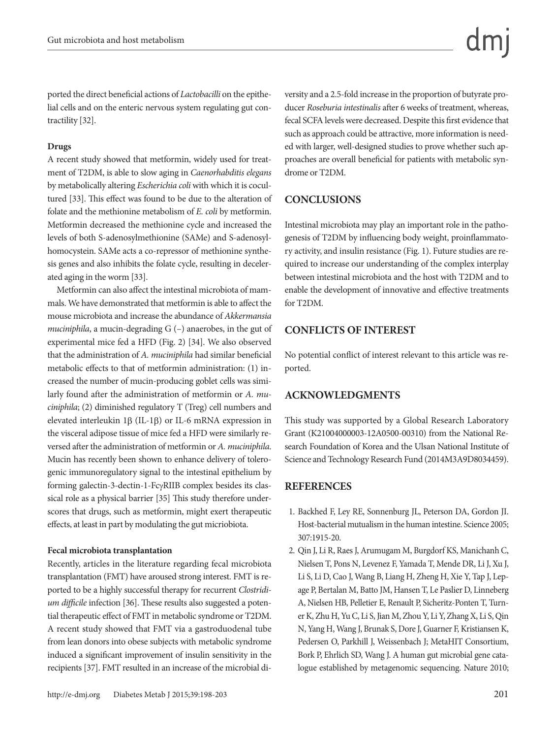ported the direct beneficial actions of *Lactobacilli* on the epithelial cells and on the enteric nervous system regulating gut contractility [32].

### Drugs

A recent study showed that metformin, widely used for treatment of T2DM, is able to slow aging in *Caenorhabditis elegans* by metabolically altering *Escherichia coli* with which it is cocultured [33]. This effect was found to be due to the alteration of folate and the methionine metabolism of *E. coli* by metformin. Metformin decreased the methionine cycle and increased the levels of both S-adenosylmethionine (SAMe) and S-adenosylhomocystein. SAMe acts a co-repressor of methionine synthesis genes and also inhibits the folate cycle, resulting in decelerated aging in the worm [33].

Metformin can also affect the intestinal microbiota of mammals. We have demonstrated that metformin is able to affect the mouse microbiota and increase the abundance of *Akkermansia muciniphila*, a mucin-degrading G (–) anaerobes, in the gut of experimental mice fed a HFD (Fig. 2) [34]. We also observed that the administration of *A. muciniphila* had similar beneficial metabolic effects to that of metformin administration: (1) increased the number of mucin-producing goblet cells was similarly found after the administration of metformin or *A. muciniphila*; (2) diminished regulatory T (Treg) cell numbers and elevated interleukin 1β (IL-1β) or IL-6 mRNA expression in the visceral adipose tissue of mice fed a HFD were similarly reversed after the administration of metformin or *A. muciniphila*. Mucin has recently been shown to enhance delivery of tolerogenic immunoregulatory signal to the intestinal epithelium by forming galectin-3-dectin-1-FcγRIIB complex besides its classical role as a physical barrier [35] This study therefore underscores that drugs, such as metformin, might exert therapeutic effects, at least in part by modulating the gut micriobiota.

### Fecal microbiota transplantation

Recently, articles in the literature regarding fecal microbiota transplantation (FMT) have aroused strong interest. FMT is reported to be a highly successful therapy for recurrent *Clostridium difficile* infection [36]. These results also suggested a potential therapeutic effect of FMT in metabolic syndrome or T2DM. A recent study showed that FMT via a gastroduodenal tube from lean donors into obese subjects with metabolic syndrome induced a significant improvement of insulin sensitivity in the recipients [37]. FMT resulted in an increase of the microbial diversity and a 2.5-fold increase in the proportion of butyrate producer *Roseburia intestinalis* after 6 weeks of treatment, whereas, fecal SCFA levels were decreased. Despite this first evidence that such as approach could be attractive, more information is needed with larger, well-designed studies to prove whether such approaches are overall beneficial for patients with metabolic syndrome or T2DM.

## CONCLUSIONS

Intestinal microbiota may play an important role in the pathogenesis of T2DM by influencing body weight, proinflammatory activity, and insulin resistance (Fig. 1). Future studies are required to increase our understanding of the complex interplay between intestinal microbiota and the host with T2DM and to enable the development of innovative and effective treatments for T2DM.

## CONFLICTS OF INTEREST

No potential conflict of interest relevant to this article was reported.

## ACKNOWLEDGMENTS

This study was supported by a Global Research Laboratory Grant (K21004000003-12A0500-00310) from the National Research Foundation of Korea and the Ulsan National Institute of Science and Technology Research Fund (2014M3A9D8034459).

## REFERENCES

1. Backhed F, Ley RE, Sonnenburg JL, Peterson DA, Gordon JI. Host-bacterial mutualism in the human intestine. Science 2005; 307:1915-20.
2. Qin J, Li R, Raes J, Arumugam M, Burgdorf KS, Manichanh C, Nielsen T, Pons N, Levenez F, Yamada T, Mende DR, Li J, Xu J, Li S, Li D, Cao J, Wang B, Liang H, Zheng H, Xie Y, Tap J, Lepage P, Bertalan M, Batto JM, Hansen T, Le Paslier D, Linneberg A, Nielsen HB, Pelletier E, Renault P, Sicheritz-Ponten T, Turner K, Zhu H, Yu C, Li S, Jian M, Zhou Y, Li Y, Zhang X, Li S, Qin N, Yang H, Wang J, Brunak S, Dore J, Guarner F, Kristiansen K, Pedersen O, Parkhill J, Weissenbach J; MetaHIT Consortium, Bork P, Ehrlich SD, Wang J. A human gut microbial gene catalogue established by metagenomic sequencing. Nature 2010;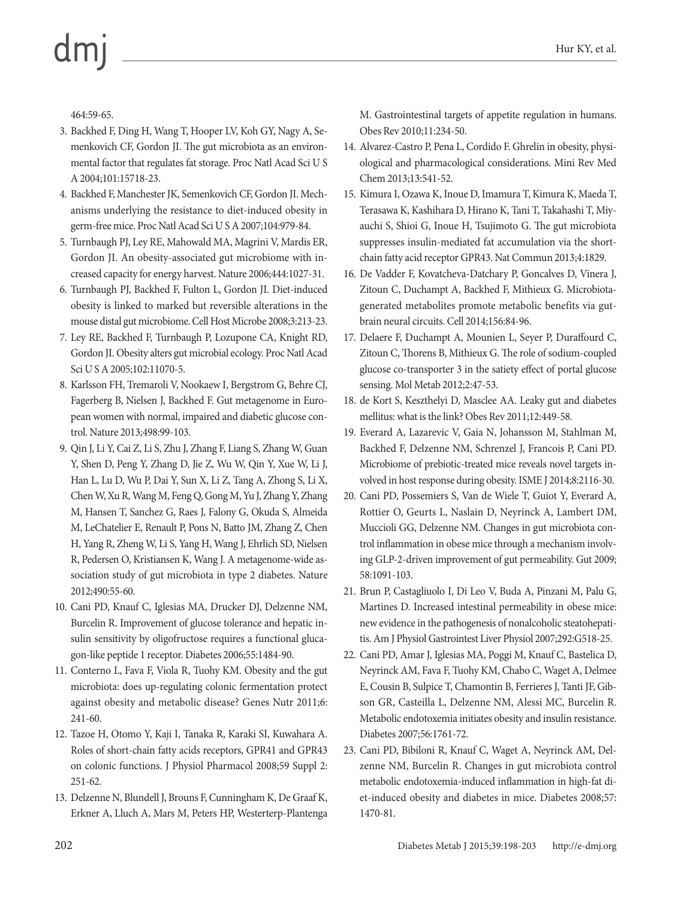464:59-65.

3. Backhed F, Ding H, Wang T, Hooper LV, Koh GY, Nagy A, Semenkovich CF, Gordon JI. The gut microbiota as an environmental factor that regulates fat storage. Proc Natl Acad Sci U S A 2004;101:15718-23.
4. Backhed F, Manchester JK, Semenkovich CF, Gordon JI. Mechanisms underlying the resistance to diet-induced obesity in germ-free mice. Proc Natl Acad Sci U S A 2007;104:979-84.
5. Turnbaugh PJ, Ley RE, Mahowald MA, Magrini V, Mardis ER, Gordon JI. An obesity-associated gut microbiome with increased capacity for energy harvest. Nature 2006;444:1027-31.
6. Turnbaugh PJ, Backhed F, Fulton L, Gordon JI. Diet-induced obesity is linked to marked but reversible alterations in the mouse distal gut microbiome. Cell Host Microbe 2008;3:213-23.
7. Ley RE, Backhed F, Turnbaugh P, Lozupone CA, Knight RD, Gordon JI. Obesity alters gut microbial ecology. Proc Natl Acad Sci U S A 2005;102:11070-5.
8. Karlsson FH, Tremaroli V, Nookaew I, Bergstrom G, Behre CJ, Fagerberg B, Nielsen J, Backhed F. Gut metagenome in European women with normal, impaired and diabetic glucose control. Nature 2013;498:99-103.
9. Qin J, Li Y, Cai Z, Li S, Zhu J, Zhang F, Liang S, Zhang W, Guan Y, Shen D, Peng Y, Zhang D, Jie Z, Wu W, Qin Y, Xue W, Li J, Han L, Lu D, Wu P, Dai Y, Sun X, Li Z, Tang A, Zhong S, Li X, Chen W, Xu R, Wang M, Feng Q, Gong M, Yu J, Zhang Y, Zhang M, Hansen T, Sanchez G, Raes J, Falony G, Okuda S, Almeida M, LeChatelier E, Renault P, Pons N, Batto JM, Zhang Z, Chen H, Yang R, Zheng W, Li S, Yang H, Wang J, Ehrlich SD, Nielsen R, Pedersen O, Kristiansen K, Wang J. A metagenome-wide association study of gut microbiota in type 2 diabetes. Nature 2012;490:55-60.
10. Cani PD, Knauf C, Iglesias MA, Drucker DJ, Delzenne NM, Burcelin R. Improvement of glucose tolerance and hepatic insulin sensitivity by oligofructose requires a functional glucagon-like peptide 1 receptor. Diabetes 2006;55:1484-90.
11. Conterno L, Fava F, Viola R, Tuohy KM. Obesity and the gut microbiota: does up-regulating colonic fermentation protect against obesity and metabolic disease? Genes Nutr 2011;6:241-60.
12. Tazoe H, Otomo Y, Kaji I, Tanaka R, Karaki SI, Kuwahara A. Roles of short-chain fatty acids receptors, GPR41 and GPR43 on colonic functions. J Physiol Pharmacol 2008;59 Suppl 2:251-62.
13. Delzenne N, Blundell J, Brouns F, Cunningham K, De Graaf K, Erkner A, Lluch A, Mars M, Peters HP, Westerterp-Plantenga M. Gastrointestinal targets of appetite regulation in humans. Obes Rev 2010;11:234-50.
14. Alvarez-Castro P, Pena L, Cordido F. Ghrelin in obesity, physiological and pharmacological considerations. Mini Rev Med Chem 2013;13:541-52.
15. Kimura I, Ozawa K, Inoue D, Imamura T, Kimura K, Maeda T, Terasawa K, Kashihara D, Hirano K, Tani T, Takahashi T, Miyauchi S, Shioi G, Inoue H, Tsujimoto G. The gut microbiota suppresses insulin-mediated fat accumulation via the short-chain fatty acid receptor GPR43. Nat Commun 2013;4:1829.
16. De Vadder F, Kovatcheva-Datchary P, Goncalves D, Vinera J, Zitoun C, Duchampt A, Backhed F, Mithieux G. Microbiota-generated metabolites promote metabolic benefits via gut-brain neural circuits. Cell 2014;156:84-96.
17. Delaere F, Duchampt A, Mounien L, Seyer P, Duraffourd C, Zitoun C, Thorens B, Mithieux G. The role of sodium-coupled glucose co-transporter 3 in the satiety effect of portal glucose sensing. Mol Metab 2012;2:47-53.
18. de Kort S, Keszthelyi D, Masclee AA. Leaky gut and diabetes mellitus: what is the link? Obes Rev 2011;12:449-58.
19. Everard A, Lazarevic V, Gaia N, Johansson M, Stahlman M, Backhed F, Delzenne NM, Schrenzel J, Francois P, Cani PD. Microbiome of prebiotic-treated mice reveals novel targets involved in host response during obesity. ISME J 2014;8:2116-30.
20. Cani PD, Possemiers S, Van de Wiele T, Guiot Y, Everard A, Rottier O, Geurts L, Naslain D, Neyrinck A, Lambert DM, Muccioli GG, Delzenne NM. Changes in gut microbiota control inflammation in obese mice through a mechanism involving GLP-2-driven improvement of gut permeability. Gut 2009;58:1091-103.
21. Brun P, Castagliuolo I, Di Leo V, Buda A, Pinzani M, Palu G, Martines D. Increased intestinal permeability in obese mice: new evidence in the pathogenesis of nonalcoholic steatohepatitis. Am J Physiol Gastrointest Liver Physiol 2007;292:G518-25.
22. Cani PD, Amar J, Iglesias MA, Poggi M, Knauf C, Bastelica D, Neyrinck AM, Fava F, Tuohy KM, Chabo C, Waget A, Delmee E, Cousin B, Sulpice T, Chamontin B, Ferrieres J, Tanti JF, Gibson GR, Casteilla L, Delzenne NM, Alessi MC, Burcelin R. Metabolic endotoxemia initiates obesity and insulin resistance. Diabetes 2007;56:1761-72.
23. Cani PD, Bibiloni R, Knauf C, Waget A, Neyrinck AM, Delzenne NM, Burcelin R. Changes in gut microbiota control metabolic endotoxemia-induced inflammation in high-fat diet-induced obesity and diabetes in mice. Diabetes 2008;57:1470-81.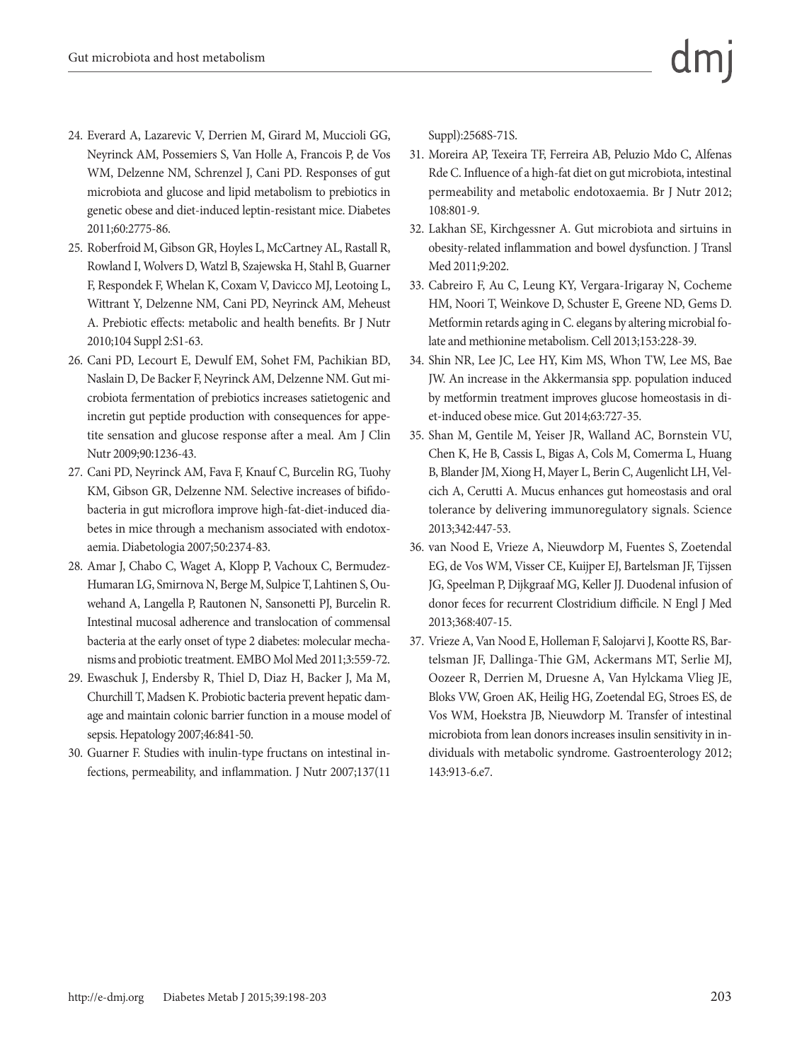24. Everard A, Lazarevic V, Derrien M, Girard M, Muccioli GG, Neyrinck AM, Possemiers S, Van Holle A, Francois P, de Vos WM, Delzenne NM, Schrenzel J, Cani PD. Responses of gut microbiota and glucose and lipid metabolism to prebiotics in genetic obese and diet-induced leptin-resistant mice. Diabetes 2011;60:2775-86.
25. Roberfroid M, Gibson GR, Hoyles L, McCartney AL, Rastall R, Rowland I, Wolvers D, Watzl B, Szajewska H, Stahl B, Guarner F, Respondek F, Whelan K, Coxam V, Davicco MJ, Leotoing L, Wittrant Y, Delzenne NM, Cani PD, Neyrinck AM, Meheust A. Prebiotic effects: metabolic and health benefits. Br J Nutr 2010;104 Suppl 2:S1-63.
26. Cani PD, Lecourt E, Dewulf EM, Sohet FM, Pachikian BD, Naslain D, De Backer F, Neyrinck AM, Delzenne NM. Gut microbiota fermentation of prebiotics increases satietogenic and incretin gut peptide production with consequences for appetite sensation and glucose response after a meal. Am J Clin Nutr 2009;90:1236-43.
27. Cani PD, Neyrinck AM, Fava F, Knauf C, Burcelin RG, Tuohy KM, Gibson GR, Delzenne NM. Selective increases of bifidobacteria in gut microflora improve high-fat-diet-induced diabetes in mice through a mechanism associated with endotoxaemia. Diabetologia 2007;50:2374-83.
28. Amar J, Chabo C, Waget A, Klopp P, Vachoux C, Bermudez-Humaran LG, Smirnova N, Berge M, Sulpice T, Lahtinen S, Ouwehand A, Langella P, Rautonen N, Sansonetti PJ, Burcelin R. Intestinal mucosal adherence and translocation of commensal bacteria at the early onset of type 2 diabetes: molecular mechanisms and probiotic treatment. EMBO Mol Med 2011;3:559-72.
29. Ewaschuk J, Endersby R, Thiel D, Diaz H, Backer J, Ma M, Churchill T, Madsen K. Probiotic bacteria prevent hepatic damage and maintain colonic barrier function in a mouse model of sepsis. Hepatology 2007;46:841-50.
30. Guarner F. Studies with inulin-type fructans on intestinal infections, permeability, and inflammation. J Nutr 2007;137(11 Suppl):2568S-71S.
31. Moreira AP, Texeira TF, Ferreira AB, Peluzio Mdo C, Alfenas Rde C. Influence of a high-fat diet on gut microbiota, intestinal permeability and metabolic endotoxaemia. Br J Nutr 2012;108:801-9.
32. Lakhan SE, Kirchgessner A. Gut microbiota and sirtuins in obesity-related inflammation and bowel dysfunction. J Transl Med 2011;9:202.
33. Cabreiro F, Au C, Leung KY, Vergara-Irigaray N, Cocheme HM, Noori T, Weinkove D, Schuster E, Greene ND, Gems D. Metformin retards aging in C. elegans by altering microbial folate and methionine metabolism. Cell 2013;153:228-39.
34. Shin NR, Lee JC, Lee HY, Kim MS, Whon TW, Lee MS, Bae JW. An increase in the Akkermansia spp. population induced by metformin treatment improves glucose homeostasis in diet-induced obese mice. Gut 2014;63:727-35.
35. Shan M, Gentile M, Yeiser JR, Walland AC, Bornstein VU, Chen K, He B, Cassis L, Bigas A, Cols M, Comerma L, Huang B, Blander JM, Xiong H, Mayer L, Berin C, Augenlicht LH, Velcich A, Cerutti A. Mucus enhances gut homeostasis and oral tolerance by delivering immunoregulatory signals. Science 2013;342:447-53.
36. van Nood E, Vrieze A, Nieuwdorp M, Fuentes S, Zoetendal EG, de Vos WM, Visser CE, Kuijper EJ, Bartelsman JF, Tijssen JG, Speelman P, Dijkgraaf MG, Keller JJ. Duodenal infusion of donor feces for recurrent Clostridium difficile. N Engl J Med 2013;368:407-15.
37. Vrieze A, Van Nood E, Holleman F, Salojarvi J, Kootte RS, Bartelsman JF, Dallinga-Thie GM, Ackermans MT, Serlie MJ, Oozeer R, Derrien M, Druesne A, Van Hylckama Vlieg JE, Bloks VW, Groen AK, Heilig HG, Zoetendal EG, Stroes ES, de Vos WM, Hoekstra JB, Nieuwdorp M. Transfer of intestinal microbiota from lean donors increases insulin sensitivity in individuals with metabolic syndrome. Gastroenterology 2012;143:913-6.e7.